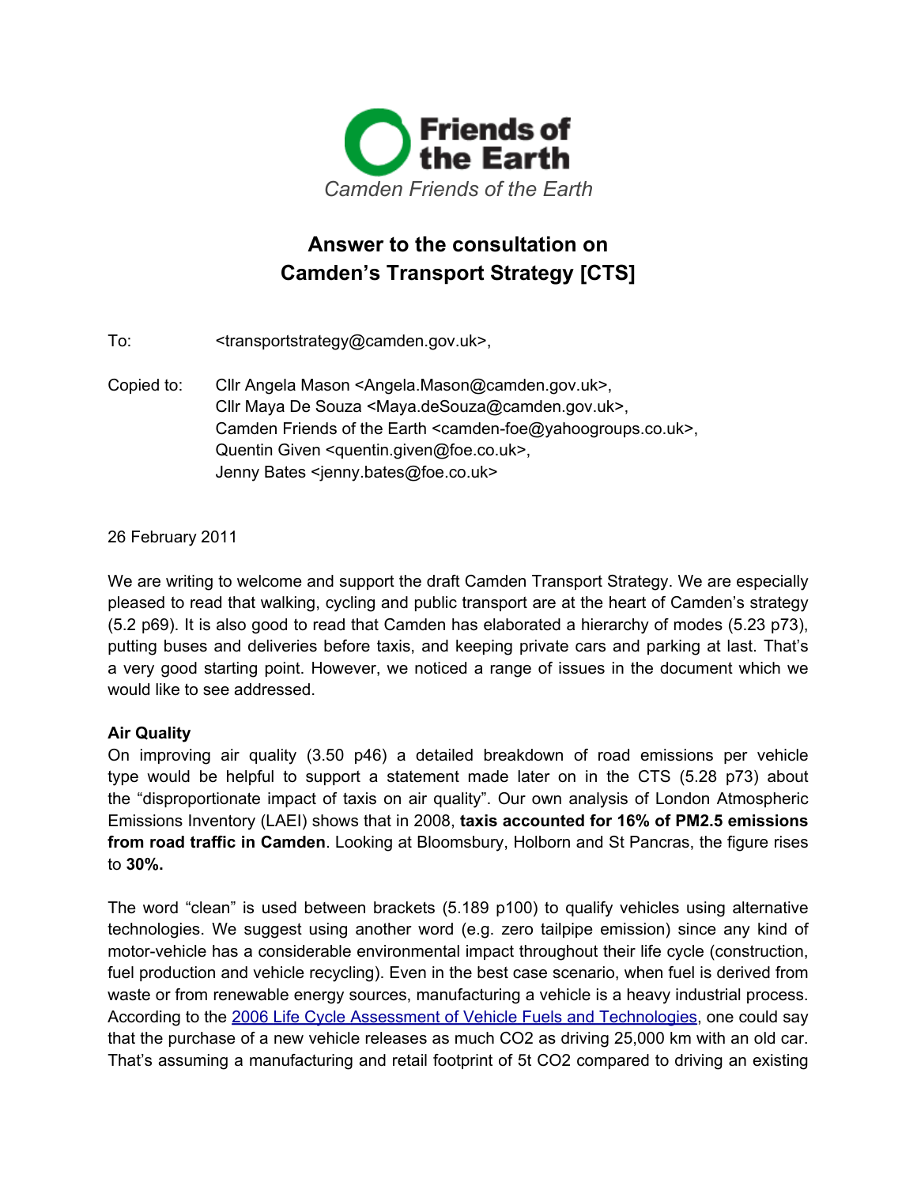Friends of the Earth

*Camden Friends of the Earth*

# Answer to the consultation on Camden's Transport Strategy [CTS]

To: <transportstrategy@camden.gov.uk>,

Copied to: Cllr Angela Mason <Angela.Mason@camden.gov.uk>,
Cllr Maya De Souza <Maya.deSouza@camden.gov.uk>,
Camden Friends of the Earth <camden-foe@yahoogroups.co.uk>,
Quentin Given <quentin.given@foe.co.uk>,
Jenny Bates <jenny.bates@foe.co.uk>

26 February 2011

We are writing to welcome and support the draft Camden Transport Strategy. We are especially pleased to read that walking, cycling and public transport are at the heart of Camden's strategy (5.2 p69). It is also good to read that Camden has elaborated a hierarchy of modes (5.23 p73), putting buses and deliveries before taxis, and keeping private cars and parking at last. That's a very good starting point. However, we noticed a range of issues in the document which we would like to see addressed.

**Air Quality**

On improving air quality (3.50 p46) a detailed breakdown of road emissions per vehicle type would be helpful to support a statement made later on in the CTS (5.28 p73) about the "disproportionate impact of taxis on air quality". Our own analysis of London Atmospheric Emissions Inventory (LAEI) shows that in 2008, **taxis accounted for 16% of PM2.5 emissions from road traffic in Camden**. Looking at Bloomsbury, Holborn and St Pancras, the figure rises to **30%.**

The word "clean" is used between brackets (5.189 p100) to qualify vehicles using alternative technologies. We suggest using another word (e.g. zero tailpipe emission) since any kind of motor-vehicle has a considerable environmental impact throughout their life cycle (construction, fuel production and vehicle recycling). Even in the best case scenario, when fuel is derived from waste or from renewable energy sources, manufacturing a vehicle is a heavy industrial process. According to the 2006 Life Cycle Assessment of Vehicle Fuels and Technologies, one could say that the purchase of a new vehicle releases as much $CO_2$ as driving 25,000 km with an old car. That's assuming a manufacturing and retail footprint of 5t $CO_2$ compared to driving an existing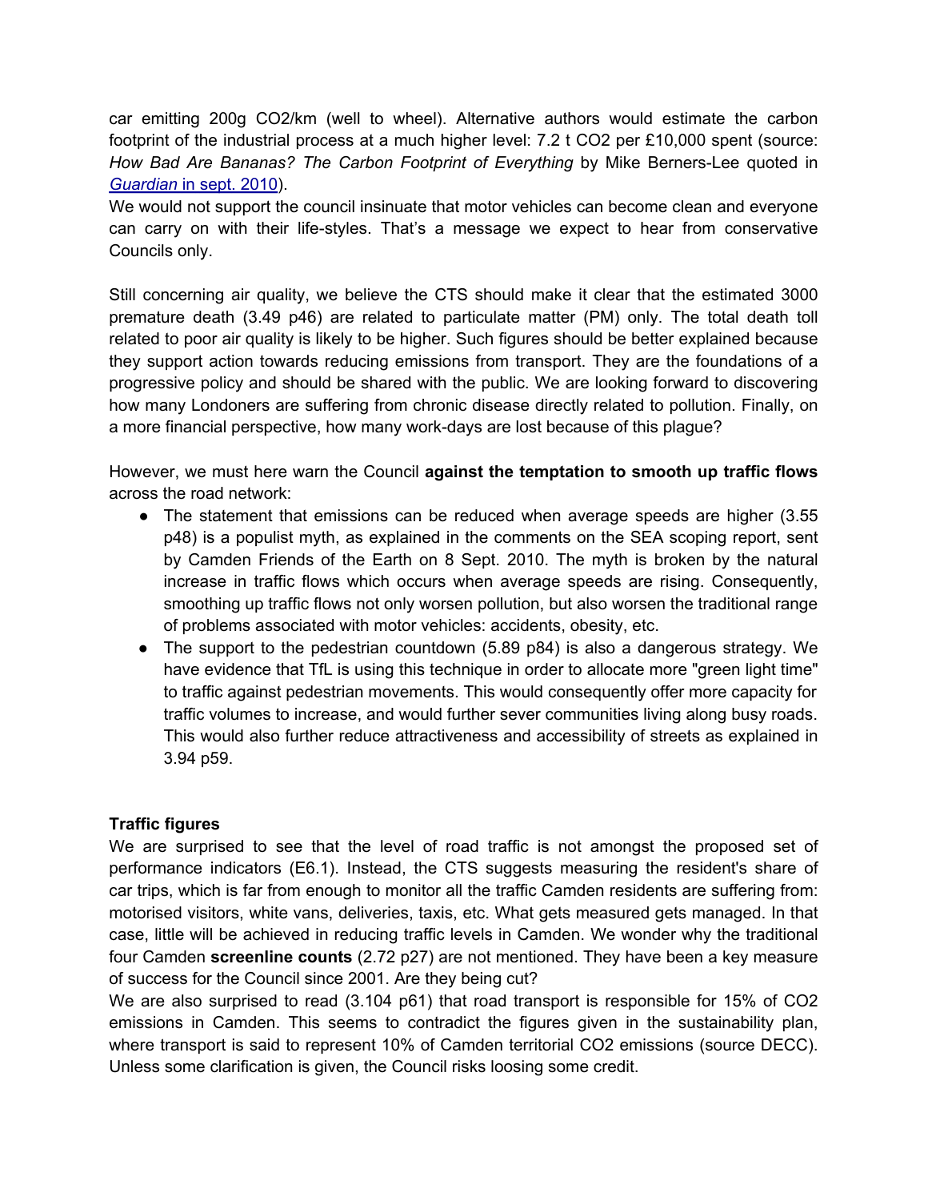car emitting 200g $CO_2$/km (well to wheel). Alternative authors would estimate the carbon footprint of the industrial process at a much higher level: 7.2 t $CO_2$ per £10,000 spent (source: *How Bad Are Bananas? The Carbon Footprint of Everything* by Mike Berners-Lee quoted in *Guardian* in sept. 2010).

We would not support the council insinuate that motor vehicles can become clean and everyone can carry on with their life-styles. That's a message we expect to hear from conservative Councils only.

Still concerning air quality, we believe the CTS should make it clear that the estimated 3000 premature death (3.49 p46) are related to particulate matter (PM) only. The total death toll related to poor air quality is likely to be higher. Such figures should be better explained because they support action towards reducing emissions from transport. They are the foundations of a progressive policy and should be shared with the public. We are looking forward to discovering how many Londoners are suffering from chronic disease directly related to pollution. Finally, on a more financial perspective, how many work-days are lost because of this plague?

However, we must here warn the Council **against the temptation to smooth up traffic flows** across the road network:

- The statement that emissions can be reduced when average speeds are higher (3.55 p48) is a populist myth, as explained in the comments on the SEA scoping report, sent by Camden Friends of the Earth on 8 Sept. 2010. The myth is broken by the natural increase in traffic flows which occurs when average speeds are rising. Consequently, smoothing up traffic flows not only worsen pollution, but also worsen the traditional range of problems associated with motor vehicles: accidents, obesity, etc.
- The support to the pedestrian countdown (5.89 p84) is also a dangerous strategy. We have evidence that TfL is using this technique in order to allocate more "green light time" to traffic against pedestrian movements. This would consequently offer more capacity for traffic volumes to increase, and would further sever communities living along busy roads. This would also further reduce attractiveness and accessibility of streets as explained in 3.94 p59.

**Traffic figures**

We are surprised to see that the level of road traffic is not amongst the proposed set of performance indicators (E6.1). Instead, the CTS suggests measuring the resident's share of car trips, which is far from enough to monitor all the traffic Camden residents are suffering from: motorised visitors, white vans, deliveries, taxis, etc. What gets measured gets managed. In that case, little will be achieved in reducing traffic levels in Camden. We wonder why the traditional four Camden **screenline counts** (2.72 p27) are not mentioned. They have been a key measure of success for the Council since 2001. Are they being cut?

We are also surprised to read (3.104 p61) that road transport is responsible for 15% of $CO_2$ emissions in Camden. This seems to contradict the figures given in the sustainability plan, where transport is said to represent 10% of Camden territorial $CO_2$ emissions (source DECC). Unless some clarification is given, the Council risks loosing some credit.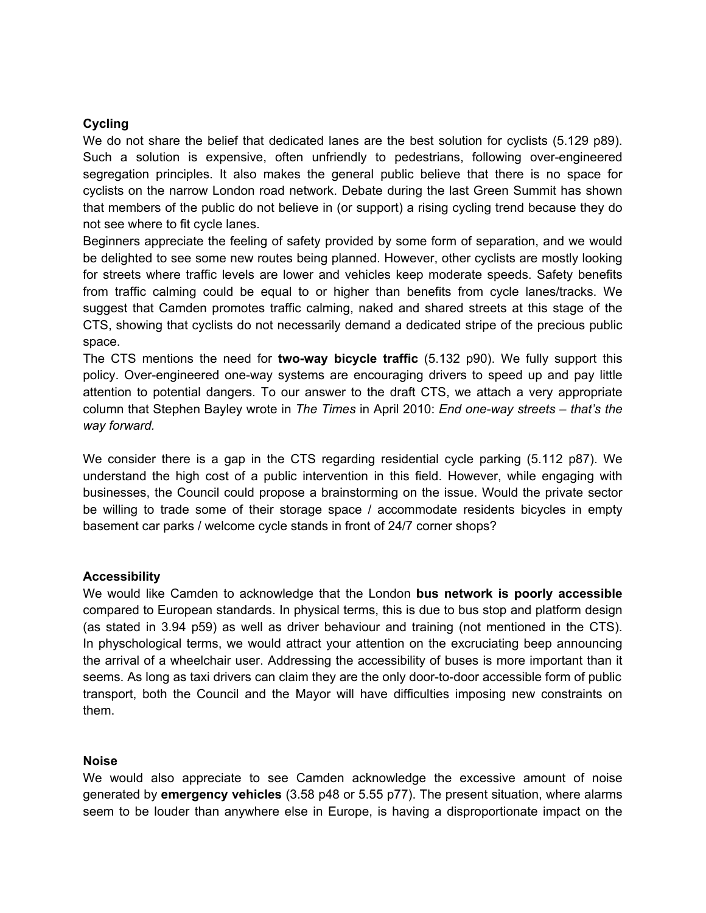**Cycling**

We do not share the belief that dedicated lanes are the best solution for cyclists (5.129 p89). Such a solution is expensive, often unfriendly to pedestrians, following over-engineered segregation principles. It also makes the general public believe that there is no space for cyclists on the narrow London road network. Debate during the last Green Summit has shown that members of the public do not believe in (or support) a rising cycling trend because they do not see where to fit cycle lanes.

Beginners appreciate the feeling of safety provided by some form of separation, and we would be delighted to see some new routes being planned. However, other cyclists are mostly looking for streets where traffic levels are lower and vehicles keep moderate speeds. Safety benefits from traffic calming could be equal to or higher than benefits from cycle lanes/tracks. We suggest that Camden promotes traffic calming, naked and shared streets at this stage of the CTS, showing that cyclists do not necessarily demand a dedicated stripe of the precious public space.

The CTS mentions the need for **two-way bicycle traffic** (5.132 p90). We fully support this policy. Over-engineered one-way systems are encouraging drivers to speed up and pay little attention to potential dangers. To our answer to the draft CTS, we attach a very appropriate column that Stephen Bayley wrote in *The Times* in April 2010: *End one-way streets – that's the way forward.*

We consider there is a gap in the CTS regarding residential cycle parking (5.112 p87). We understand the high cost of a public intervention in this field. However, while engaging with businesses, the Council could propose a brainstorming on the issue. Would the private sector be willing to trade some of their storage space / accommodate residents bicycles in empty basement car parks / welcome cycle stands in front of 24/7 corner shops?

**Accessibility**

We would like Camden to acknowledge that the London **bus network is poorly accessible** compared to European standards. In physical terms, this is due to bus stop and platform design (as stated in 3.94 p59) as well as driver behaviour and training (not mentioned in the CTS). In physchological terms, we would attract your attention on the excruciating beep announcing the arrival of a wheelchair user. Addressing the accessibility of buses is more important than it seems. As long as taxi drivers can claim they are the only door-to-door accessible form of public transport, both the Council and the Mayor will have difficulties imposing new constraints on them.

**Noise**

We would also appreciate to see Camden acknowledge the excessive amount of noise generated by **emergency vehicles** (3.58 p48 or 5.55 p77). The present situation, where alarms seem to be louder than anywhere else in Europe, is having a disproportionate impact on the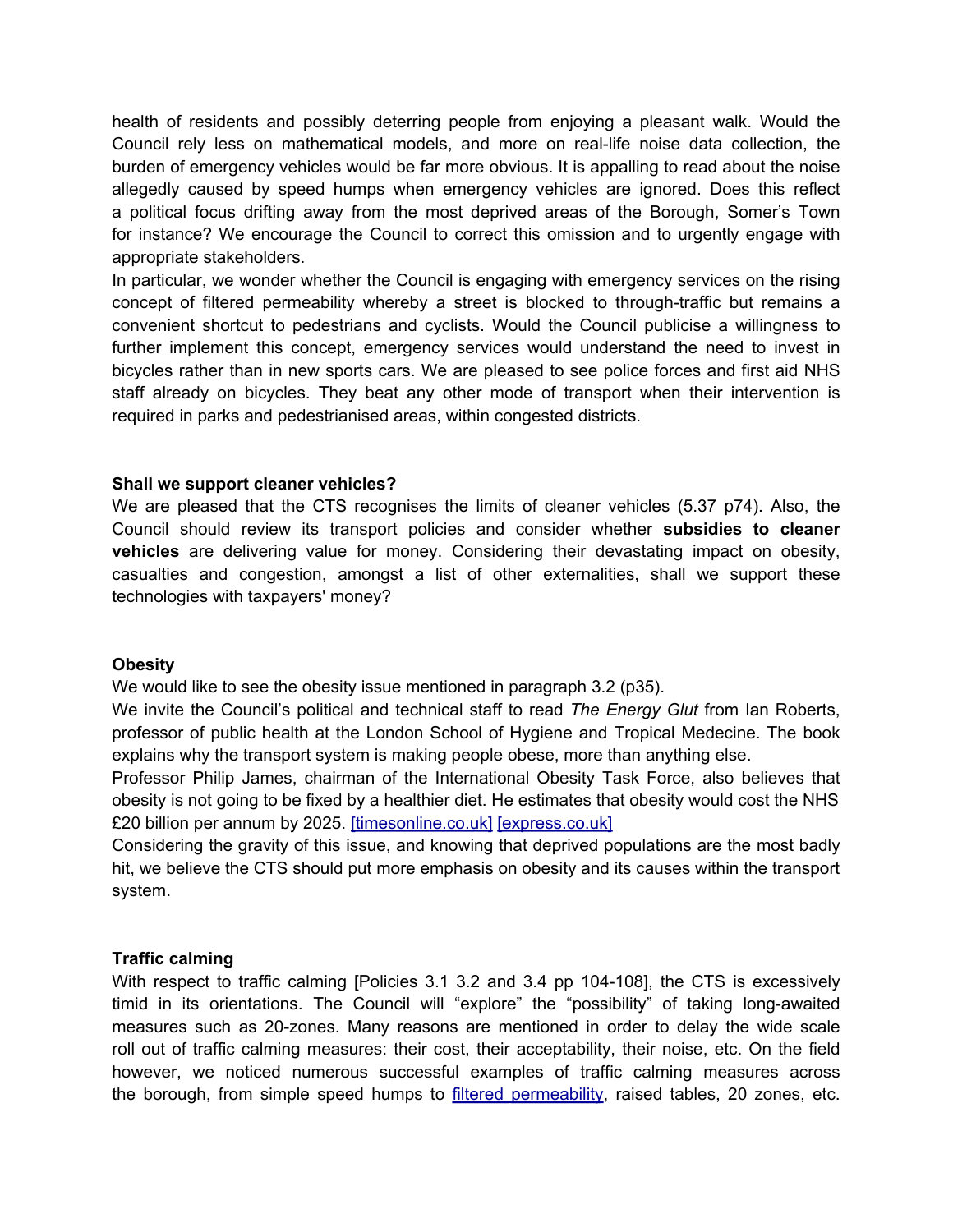health of residents and possibly deterring people from enjoying a pleasant walk. Would the Council rely less on mathematical models, and more on real-life noise data collection, the burden of emergency vehicles would be far more obvious. It is appalling to read about the noise allegedly caused by speed humps when emergency vehicles are ignored. Does this reflect a political focus drifting away from the most deprived areas of the Borough, Somer's Town for instance? We encourage the Council to correct this omission and to urgently engage with appropriate stakeholders.

In particular, we wonder whether the Council is engaging with emergency services on the rising concept of filtered permeability whereby a street is blocked to through-traffic but remains a convenient shortcut to pedestrians and cyclists. Would the Council publicise a willingness to further implement this concept, emergency services would understand the need to invest in bicycles rather than in new sports cars. We are pleased to see police forces and first aid NHS staff already on bicycles. They beat any other mode of transport when their intervention is required in parks and pedestrianised areas, within congested districts.

**Shall we support cleaner vehicles?**

We are pleased that the CTS recognises the limits of cleaner vehicles (5.37 p74). Also, the Council should review its transport policies and consider whether **subsidies to cleaner vehicles** are delivering value for money. Considering their devastating impact on obesity, casualties and congestion, amongst a list of other externalities, shall we support these technologies with taxpayers' money?

**Obesity**

We would like to see the obesity issue mentioned in paragraph 3.2 (p35).

We invite the Council's political and technical staff to read *The Energy Glut* from Ian Roberts, professor of public health at the London School of Hygiene and Tropical Medecine. The book explains why the transport system is making people obese, more than anything else.

Professor Philip James, chairman of the International Obesity Task Force, also believes that obesity is not going to be fixed by a healthier diet. He estimates that obesity would cost the NHS £20 billion per annum by 2025. [timesonline.co.uk] [express.co.uk]

Considering the gravity of this issue, and knowing that deprived populations are the most badly hit, we believe the CTS should put more emphasis on obesity and its causes within the transport system.

**Traffic calming**

With respect to traffic calming [Policies 3.1 3.2 and 3.4 pp 104-108], the CTS is excessively timid in its orientations. The Council will "explore" the "possibility" of taking long-awaited measures such as 20-zones. Many reasons are mentioned in order to delay the wide scale roll out of traffic calming measures: their cost, their acceptability, their noise, etc. On the field however, we noticed numerous successful examples of traffic calming measures across the borough, from simple speed humps to filtered permeability, raised tables, 20 zones, etc.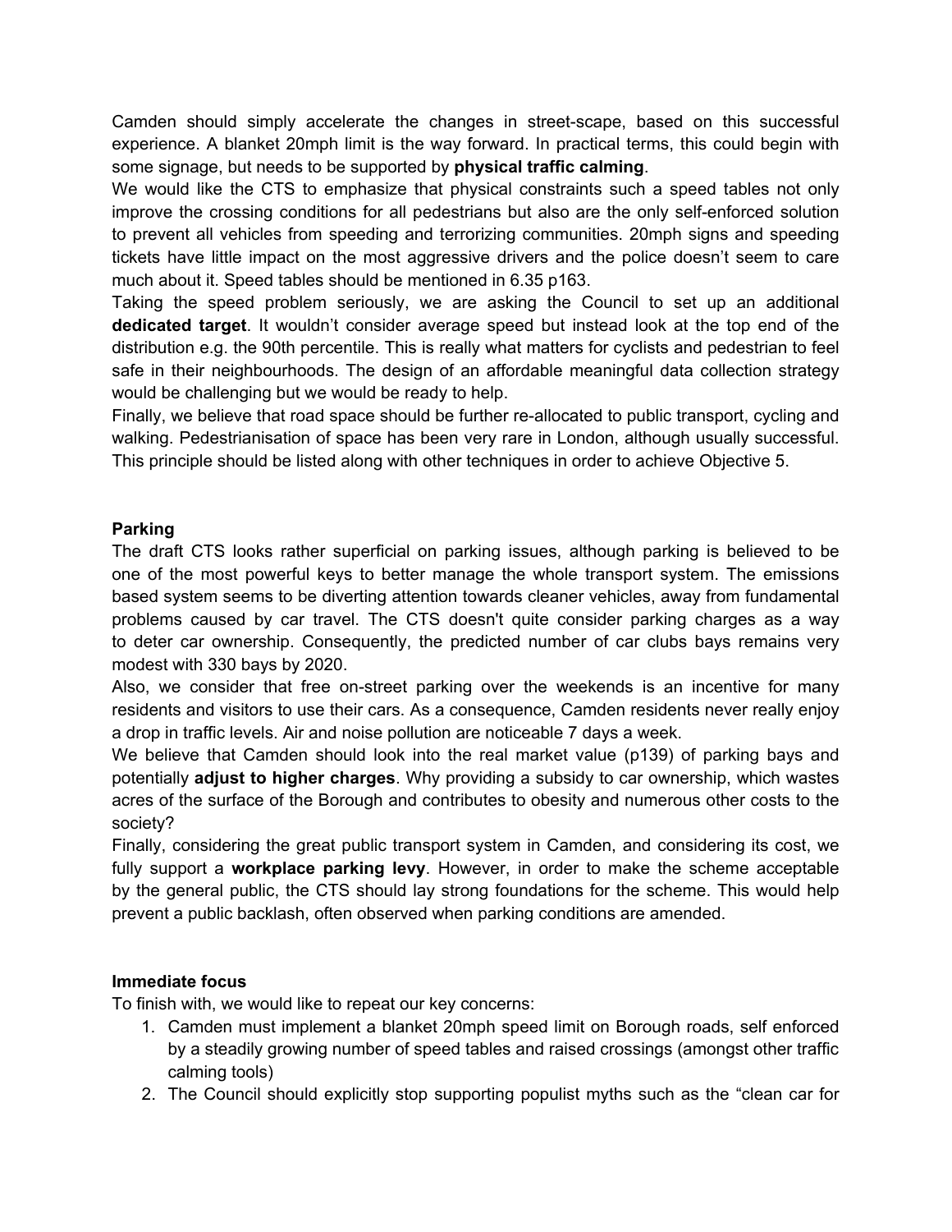Camden should simply accelerate the changes in street-scape, based on this successful experience. A blanket 20mph limit is the way forward. In practical terms, this could begin with some signage, but needs to be supported by **physical traffic calming**.

We would like the CTS to emphasize that physical constraints such a speed tables not only improve the crossing conditions for all pedestrians but also are the only self-enforced solution to prevent all vehicles from speeding and terrorizing communities. 20mph signs and speeding tickets have little impact on the most aggressive drivers and the police doesn't seem to care much about it. Speed tables should be mentioned in 6.35 p163.

Taking the speed problem seriously, we are asking the Council to set up an additional **dedicated target**. It wouldn't consider average speed but instead look at the top end of the distribution e.g. the 90th percentile. This is really what matters for cyclists and pedestrian to feel safe in their neighbourhoods. The design of an affordable meaningful data collection strategy would be challenging but we would be ready to help.

Finally, we believe that road space should be further re-allocated to public transport, cycling and walking. Pedestrianisation of space has been very rare in London, although usually successful. This principle should be listed along with other techniques in order to achieve Objective 5.

**Parking**

The draft CTS looks rather superficial on parking issues, although parking is believed to be one of the most powerful keys to better manage the whole transport system. The emissions based system seems to be diverting attention towards cleaner vehicles, away from fundamental problems caused by car travel. The CTS doesn't quite consider parking charges as a way to deter car ownership. Consequently, the predicted number of car clubs bays remains very modest with 330 bays by 2020.

Also, we consider that free on-street parking over the weekends is an incentive for many residents and visitors to use their cars. As a consequence, Camden residents never really enjoy a drop in traffic levels. Air and noise pollution are noticeable 7 days a week.

We believe that Camden should look into the real market value (p139) of parking bays and potentially **adjust to higher charges**. Why providing a subsidy to car ownership, which wastes acres of the surface of the Borough and contributes to obesity and numerous other costs to the society?

Finally, considering the great public transport system in Camden, and considering its cost, we fully support a **workplace parking levy**. However, in order to make the scheme acceptable by the general public, the CTS should lay strong foundations for the scheme. This would help prevent a public backlash, often observed when parking conditions are amended.

**Immediate focus**

To finish with, we would like to repeat our key concerns:

1. Camden must implement a blanket 20mph speed limit on Borough roads, self enforced by a steadily growing number of speed tables and raised crossings (amongst other traffic calming tools)
2. The Council should explicitly stop supporting populist myths such as the "clean car for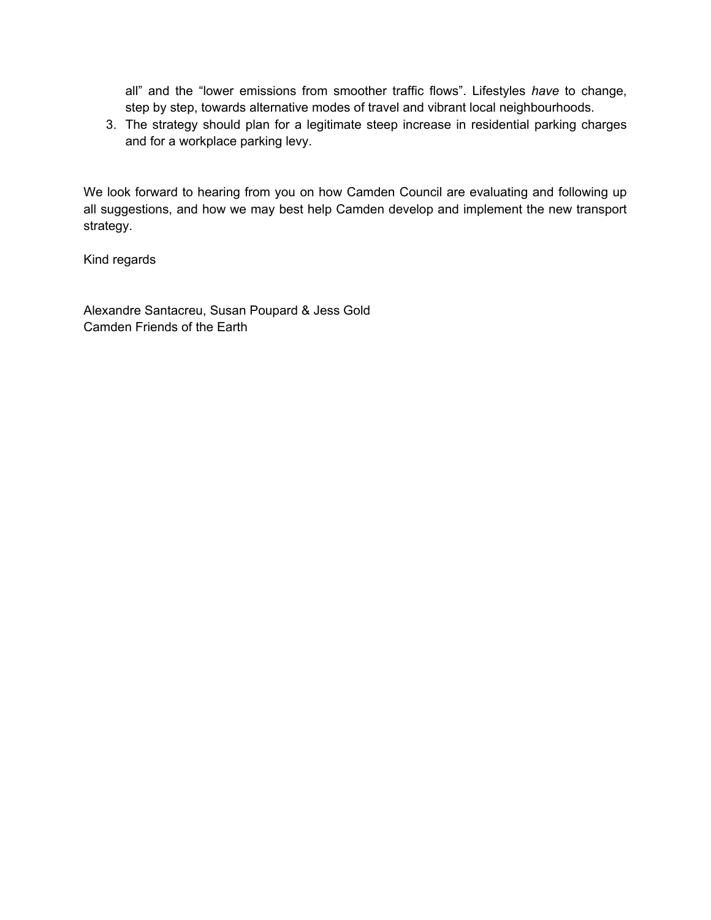all" and the "lower emissions from smoother traffic flows". Lifestyles *have* to change, step by step, towards alternative modes of travel and vibrant local neighbourhoods.

3. The strategy should plan for a legitimate steep increase in residential parking charges and for a workplace parking levy.

We look forward to hearing from you on how Camden Council are evaluating and following up all suggestions, and how we may best help Camden develop and implement the new transport strategy.

Kind regards

Alexandre Santacreu, Susan Poupard & Jess Gold
Camden Friends of the Earth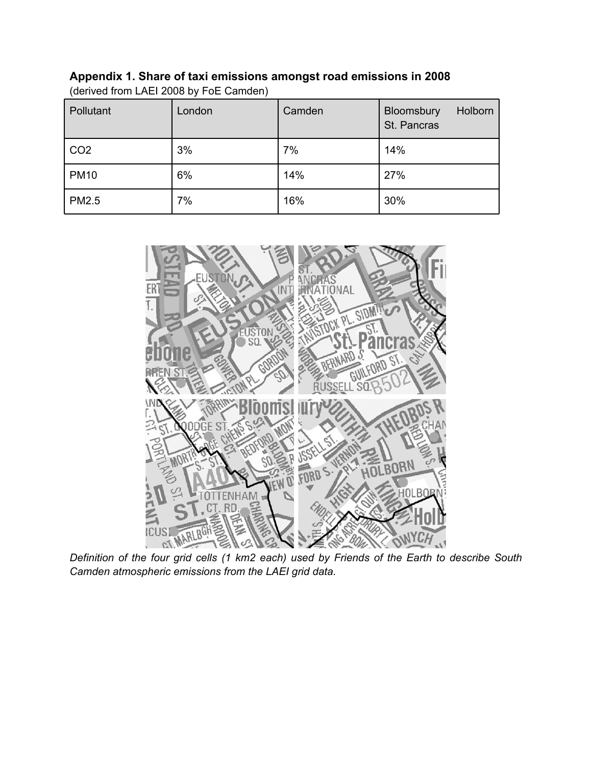**Appendix 1. Share of taxi emissions amongst road emissions in 2008**
(derived from LAEI 2008 by FoE Camden)

| Pollutant | London | Camden | Bloomsbury Holborn St. Pancras |
|---|---|---|---|
| $CO_2$ | 3% | 7% | 14% |
| PM10 | 6% | 14% | 27% |
| PM2.5 | 7% | 16% | 30% |

*Definition of the four grid cells (1 km2 each) used by Friends of the Earth to describe South Camden atmospheric emissions from the LAEI grid data.*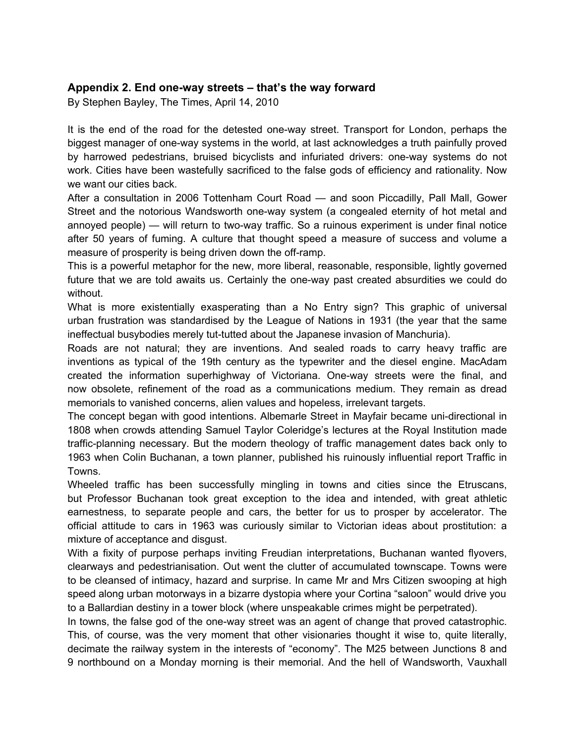### Appendix 2. End one-way streets – that's the way forward

By Stephen Bayley, The Times, April 14, 2010

It is the end of the road for the detested one-way street. Transport for London, perhaps the biggest manager of one-way systems in the world, at last acknowledges a truth painfully proved by harrowed pedestrians, bruised bicyclists and infuriated drivers: one-way systems do not work. Cities have been wastefully sacrificed to the false gods of efficiency and rationality. Now we want our cities back.

After a consultation in 2006 Tottenham Court Road — and soon Piccadilly, Pall Mall, Gower Street and the notorious Wandsworth one-way system (a congealed eternity of hot metal and annoyed people) — will return to two-way traffic. So a ruinous experiment is under final notice after 50 years of fuming. A culture that thought speed a measure of success and volume a measure of prosperity is being driven down the off-ramp.

This is a powerful metaphor for the new, more liberal, reasonable, responsible, lightly governed future that we are told awaits us. Certainly the one-way past created absurdities we could do without.

What is more existentially exasperating than a No Entry sign? This graphic of universal urban frustration was standardised by the League of Nations in 1931 (the year that the same ineffectual busybodies merely tut-tutted about the Japanese invasion of Manchuria).

Roads are not natural; they are inventions. And sealed roads to carry heavy traffic are inventions as typical of the 19th century as the typewriter and the diesel engine. MacAdam created the information superhighway of Victoriana. One-way streets were the final, and now obsolete, refinement of the road as a communications medium. They remain as dread memorials to vanished concerns, alien values and hopeless, irrelevant targets.

The concept began with good intentions. Albemarle Street in Mayfair became uni-directional in 1808 when crowds attending Samuel Taylor Coleridge's lectures at the Royal Institution made traffic-planning necessary. But the modern theology of traffic management dates back only to 1963 when Colin Buchanan, a town planner, published his ruinously influential report Traffic in Towns.

Wheeled traffic has been successfully mingling in towns and cities since the Etruscans, but Professor Buchanan took great exception to the idea and intended, with great athletic earnestness, to separate people and cars, the better for us to prosper by accelerator. The official attitude to cars in 1963 was curiously similar to Victorian ideas about prostitution: a mixture of acceptance and disgust.

With a fixity of purpose perhaps inviting Freudian interpretations, Buchanan wanted flyovers, clearways and pedestrianisation. Out went the clutter of accumulated townscape. Towns were to be cleansed of intimacy, hazard and surprise. In came Mr and Mrs Citizen swooping at high speed along urban motorways in a bizarre dystopia where your Cortina "saloon" would drive you to a Ballardian destiny in a tower block (where unspeakable crimes might be perpetrated).

In towns, the false god of the one-way street was an agent of change that proved catastrophic. This, of course, was the very moment that other visionaries thought it wise to, quite literally, decimate the railway system in the interests of "economy". The M25 between Junctions 8 and 9 northbound on a Monday morning is their memorial. And the hell of Wandsworth, Vauxhall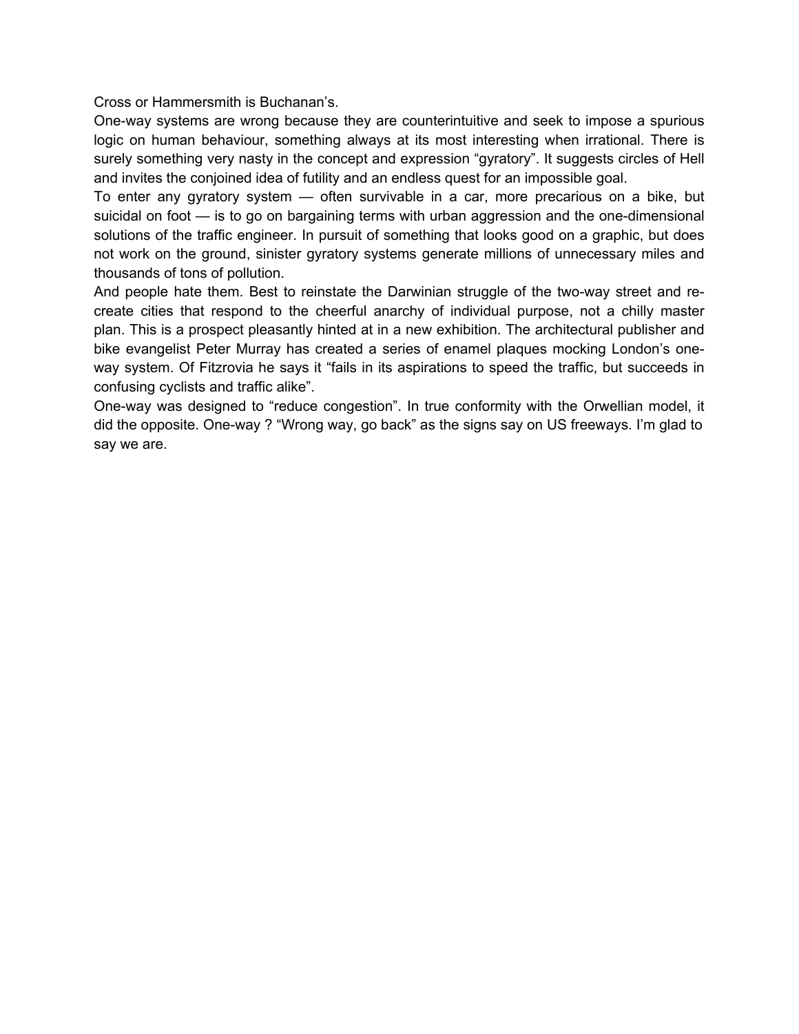Cross or Hammersmith is Buchanan's.

One-way systems are wrong because they are counterintuitive and seek to impose a spurious logic on human behaviour, something always at its most interesting when irrational. There is surely something very nasty in the concept and expression "gyratory". It suggests circles of Hell and invites the conjoined idea of futility and an endless quest for an impossible goal.

To enter any gyratory system — often survivable in a car, more precarious on a bike, but suicidal on foot — is to go on bargaining terms with urban aggression and the one-dimensional solutions of the traffic engineer. In pursuit of something that looks good on a graphic, but does not work on the ground, sinister gyratory systems generate millions of unnecessary miles and thousands of tons of pollution.

And people hate them. Best to reinstate the Darwinian struggle of the two-way street and re-create cities that respond to the cheerful anarchy of individual purpose, not a chilly master plan. This is a prospect pleasantly hinted at in a new exhibition. The architectural publisher and bike evangelist Peter Murray has created a series of enamel plaques mocking London's one-way system. Of Fitzrovia he says it "fails in its aspirations to speed the traffic, but succeeds in confusing cyclists and traffic alike".

One-way was designed to "reduce congestion". In true conformity with the Orwellian model, it did the opposite. One-way ? "Wrong way, go back" as the signs say on US freeways. I'm glad to say we are.